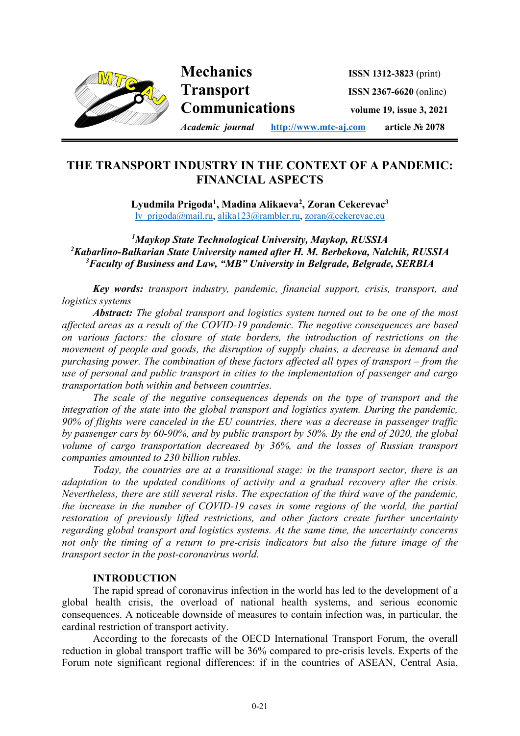# THE TRANSPORT INDUSTRY IN THE CONTEXT OF A PANDEMIC: FINANCIAL ASPECTS

**Lyudmila Prigoda[1], Madina Alikaeva[2], Zoran Cekerevac[3]**
lv_prigoda@mail.ru, alika123@rambler.ru, zoran@cekerevac.eu

*[1]Maykop State Technological University, Maykop, RUSSIA*
*[2]Kabarlino-Balkarian State University named after H. M. Berbekova, Nalchik, RUSSIA*
*[3]Faculty of Business and Law, "MB" University in Belgrade, Belgrade, SERBIA*

***Key words:*** *transport industry, pandemic, financial support, crisis, transport, and logistics systems*

***Abstract:*** *The global transport and logistics system turned out to be one of the most affected areas as a result of the COVID-19 pandemic. The negative consequences are based on various factors: the closure of state borders, the introduction of restrictions on the movement of people and goods, the disruption of supply chains, a decrease in demand and purchasing power. The combination of these factors affected all types of transport – from the use of personal and public transport in cities to the implementation of passenger and cargo transportation both within and between countries.*

*The scale of the negative consequences depends on the type of transport and the integration of the state into the global transport and logistics system. During the pandemic, 90% of flights were canceled in the EU countries, there was a decrease in passenger traffic by passenger cars by 60-90%, and by public transport by 50%. By the end of 2020, the global volume of cargo transportation decreased by 36%, and the losses of Russian transport companies amounted to 230 billion rubles.*

*Today, the countries are at a transitional stage: in the transport sector, there is an adaptation to the updated conditions of activity and a gradual recovery after the crisis. Nevertheless, there are still several risks. The expectation of the third wave of the pandemic, the increase in the number of COVID-19 cases in some regions of the world, the partial restoration of previously lifted restrictions, and other factors create further uncertainty regarding global transport and logistics systems. At the same time, the uncertainty concerns not only the timing of a return to pre-crisis indicators but also the future image of the transport sector in the post-coronavirus world.*

## INTRODUCTION

The rapid spread of coronavirus infection in the world has led to the development of a global health crisis, the overload of national health systems, and serious economic consequences. A noticeable downside of measures to contain infection was, in particular, the cardinal restriction of transport activity.

According to the forecasts of the OECD International Transport Forum, the overall reduction in global transport traffic will be 36% compared to pre-crisis levels. Experts of the Forum note significant regional differences: if in the countries of ASEAN, Central Asia,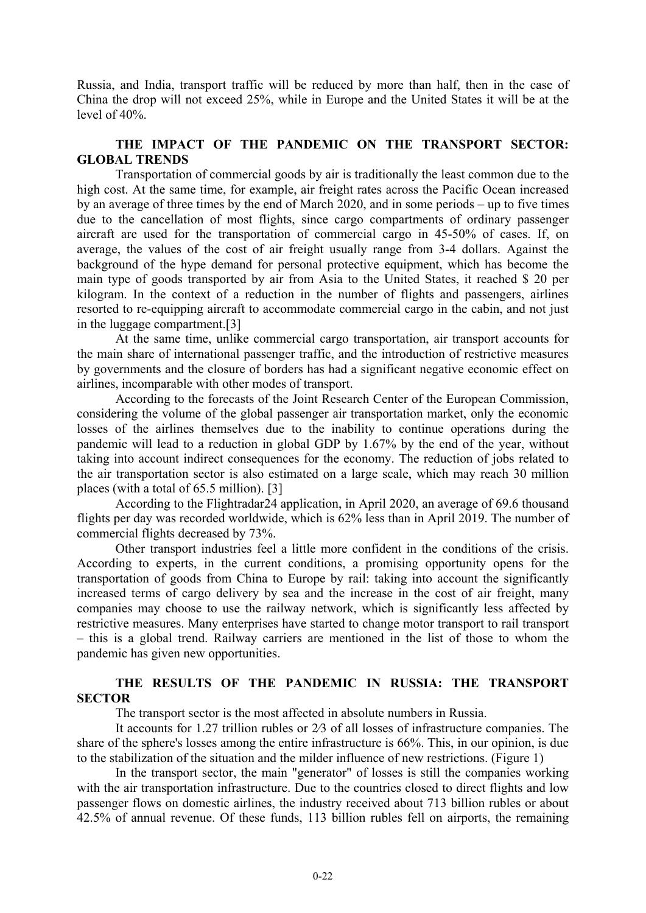Russia, and India, transport traffic will be reduced by more than half, then in the case of China the drop will not exceed 25%, while in Europe and the United States it will be at the level of 40%.

## THE IMPACT OF THE PANDEMIC ON THE TRANSPORT SECTOR: GLOBAL TRENDS

Transportation of commercial goods by air is traditionally the least common due to the high cost. At the same time, for example, air freight rates across the Pacific Ocean increased by an average of three times by the end of March 2020, and in some periods – up to five times due to the cancellation of most flights, since cargo compartments of ordinary passenger aircraft are used for the transportation of commercial cargo in 45-50% of cases. If, on average, the values of the cost of air freight usually range from 3-4 dollars. Against the background of the hype demand for personal protective equipment, which has become the main type of goods transported by air from Asia to the United States, it reached $ 20 per kilogram. In the context of a reduction in the number of flights and passengers, airlines resorted to re-equipping aircraft to accommodate commercial cargo in the cabin, and not just in the luggage compartment.[3]

At the same time, unlike commercial cargo transportation, air transport accounts for the main share of international passenger traffic, and the introduction of restrictive measures by governments and the closure of borders has had a significant negative economic effect on airlines, incomparable with other modes of transport.

According to the forecasts of the Joint Research Center of the European Commission, considering the volume of the global passenger air transportation market, only the economic losses of the airlines themselves due to the inability to continue operations during the pandemic will lead to a reduction in global GDP by 1.67% by the end of the year, without taking into account indirect consequences for the economy. The reduction of jobs related to the air transportation sector is also estimated on a large scale, which may reach 30 million places (with a total of 65.5 million). [3]

According to the Flightradar24 application, in April 2020, an average of 69.6 thousand flights per day was recorded worldwide, which is 62% less than in April 2019. The number of commercial flights decreased by 73%.

Other transport industries feel a little more confident in the conditions of the crisis. According to experts, in the current conditions, a promising opportunity opens for the transportation of goods from China to Europe by rail: taking into account the significantly increased terms of cargo delivery by sea and the increase in the cost of air freight, many companies may choose to use the railway network, which is significantly less affected by restrictive measures. Many enterprises have started to change motor transport to rail transport – this is a global trend. Railway carriers are mentioned in the list of those to whom the pandemic has given new opportunities.

## THE RESULTS OF THE PANDEMIC IN RUSSIA: THE TRANSPORT SECTOR

The transport sector is the most affected in absolute numbers in Russia.

It accounts for 1.27 trillion rubles or 2⁄3 of all losses of infrastructure companies. The share of the sphere's losses among the entire infrastructure is 66%. This, in our opinion, is due to the stabilization of the situation and the milder influence of new restrictions. (Figure 1)

In the transport sector, the main "generator" of losses is still the companies working with the air transportation infrastructure. Due to the countries closed to direct flights and low passenger flows on domestic airlines, the industry received about 713 billion rubles or about 42.5% of annual revenue. Of these funds, 113 billion rubles fell on airports, the remaining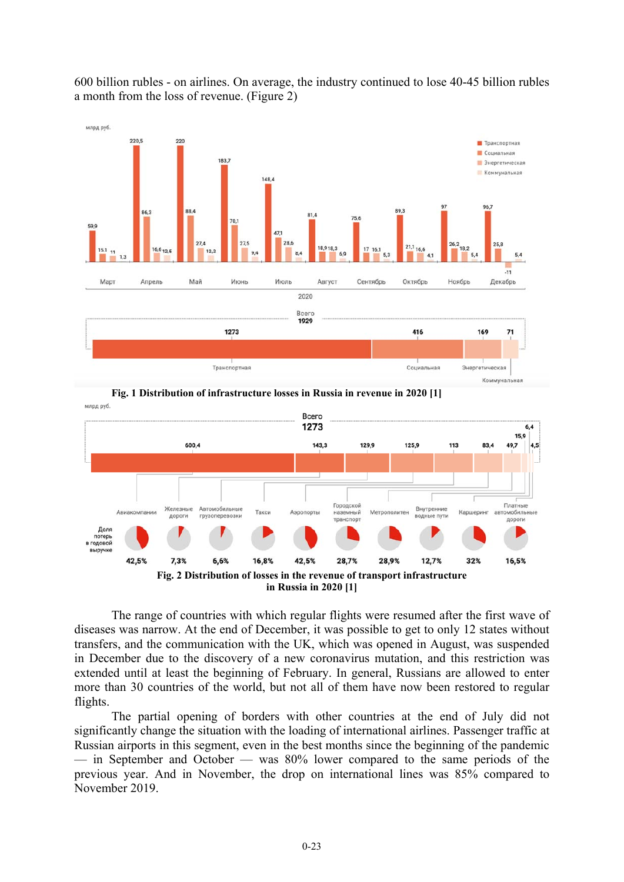600 billion rubles - on airlines. On average, the industry continued to lose 40-45 billion rubles a month from the loss of revenue. (Figure 2)

**Fig. 1 Distribution of infrastructure losses in Russia in revenue in 2020 [1]**

**Fig. 2 Distribution of losses in the revenue of transport infrastructure in Russia in 2020 [1]**

The range of countries with which regular flights were resumed after the first wave of diseases was narrow. At the end of December, it was possible to get to only 12 states without transfers, and the communication with the UK, which was opened in August, was suspended in December due to the discovery of a new coronavirus mutation, and this restriction was extended until at least the beginning of February. In general, Russians are allowed to enter more than 30 countries of the world, but not all of them have now been restored to regular flights.

The partial opening of borders with other countries at the end of July did not significantly change the situation with the loading of international airlines. Passenger traffic at Russian airports in this segment, even in the best months since the beginning of the pandemic — in September and October — was 80% lower compared to the same periods of the previous year. And in November, the drop on international lines was 85% compared to November 2019.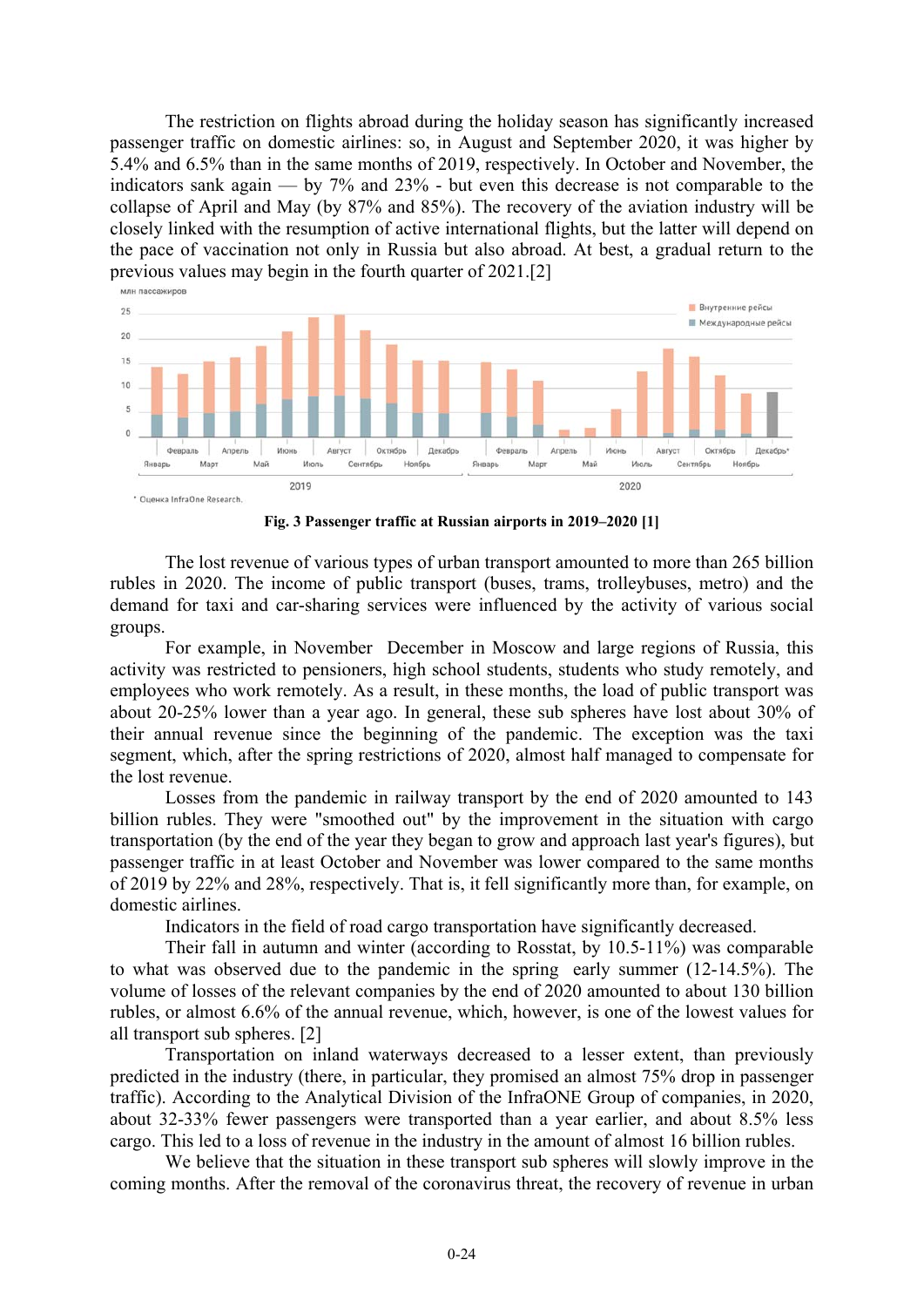The restriction on flights abroad during the holiday season has significantly increased passenger traffic on domestic airlines: so, in August and September 2020, it was higher by 5.4% and 6.5% than in the same months of 2019, respectively. In October and November, the indicators sank again — by 7% and 23% - but even this decrease is not comparable to the collapse of April and May (by 87% and 85%). The recovery of the aviation industry will be closely linked with the resumption of active international flights, but the latter will depend on the pace of vaccination not only in Russia but also abroad. At best, a gradual return to the previous values may begin in the fourth quarter of 2021.[2]

**Fig. 3 Passenger traffic at Russian airports in 2019–2020 [1]**

The lost revenue of various types of urban transport amounted to more than 265 billion rubles in 2020. The income of public transport (buses, trams, trolleybuses, metro) and the demand for taxi and car-sharing services were influenced by the activity of various social groups.

For example, in November December in Moscow and large regions of Russia, this activity was restricted to pensioners, high school students, students who study remotely, and employees who work remotely. As a result, in these months, the load of public transport was about 20-25% lower than a year ago. In general, these sub spheres have lost about 30% of their annual revenue since the beginning of the pandemic. The exception was the taxi segment, which, after the spring restrictions of 2020, almost half managed to compensate for the lost revenue.

Losses from the pandemic in railway transport by the end of 2020 amounted to 143 billion rubles. They were "smoothed out" by the improvement in the situation with cargo transportation (by the end of the year they began to grow and approach last year's figures), but passenger traffic in at least October and November was lower compared to the same months of 2019 by 22% and 28%, respectively. That is, it fell significantly more than, for example, on domestic airlines.

Indicators in the field of road cargo transportation have significantly decreased.

Their fall in autumn and winter (according to Rosstat, by 10.5-11%) was comparable to what was observed due to the pandemic in the spring early summer (12-14.5%). The volume of losses of the relevant companies by the end of 2020 amounted to about 130 billion rubles, or almost 6.6% of the annual revenue, which, however, is one of the lowest values for all transport sub spheres. [2]

Transportation on inland waterways decreased to a lesser extent, than previously predicted in the industry (there, in particular, they promised an almost 75% drop in passenger traffic). According to the Analytical Division of the InfraONE Group of companies, in 2020, about 32-33% fewer passengers were transported than a year earlier, and about 8.5% less cargo. This led to a loss of revenue in the industry in the amount of almost 16 billion rubles.

We believe that the situation in these transport sub spheres will slowly improve in the coming months. After the removal of the coronavirus threat, the recovery of revenue in urban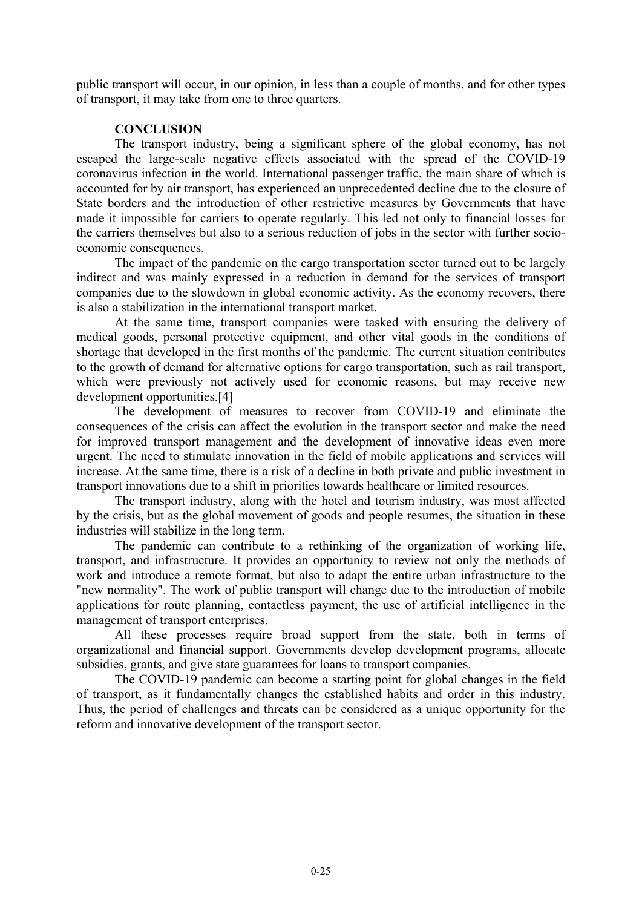public transport will occur, in our opinion, in less than a couple of months, and for other types of transport, it may take from one to three quarters.

## CONCLUSION

The transport industry, being a significant sphere of the global economy, has not escaped the large-scale negative effects associated with the spread of the COVID-19 coronavirus infection in the world. International passenger traffic, the main share of which is accounted for by air transport, has experienced an unprecedented decline due to the closure of State borders and the introduction of other restrictive measures by Governments that have made it impossible for carriers to operate regularly. This led not only to financial losses for the carriers themselves but also to a serious reduction of jobs in the sector with further socio-economic consequences.

The impact of the pandemic on the cargo transportation sector turned out to be largely indirect and was mainly expressed in a reduction in demand for the services of transport companies due to the slowdown in global economic activity. As the economy recovers, there is also a stabilization in the international transport market.

At the same time, transport companies were tasked with ensuring the delivery of medical goods, personal protective equipment, and other vital goods in the conditions of shortage that developed in the first months of the pandemic. The current situation contributes to the growth of demand for alternative options for cargo transportation, such as rail transport, which were previously not actively used for economic reasons, but may receive new development opportunities.[4]

The development of measures to recover from COVID-19 and eliminate the consequences of the crisis can affect the evolution in the transport sector and make the need for improved transport management and the development of innovative ideas even more urgent. The need to stimulate innovation in the field of mobile applications and services will increase. At the same time, there is a risk of a decline in both private and public investment in transport innovations due to a shift in priorities towards healthcare or limited resources.

The transport industry, along with the hotel and tourism industry, was most affected by the crisis, but as the global movement of goods and people resumes, the situation in these industries will stabilize in the long term.

The pandemic can contribute to a rethinking of the organization of working life, transport, and infrastructure. It provides an opportunity to review not only the methods of work and introduce a remote format, but also to adapt the entire urban infrastructure to the "new normality". The work of public transport will change due to the introduction of mobile applications for route planning, contactless payment, the use of artificial intelligence in the management of transport enterprises.

All these processes require broad support from the state, both in terms of organizational and financial support. Governments develop development programs, allocate subsidies, grants, and give state guarantees for loans to transport companies.

The COVID-19 pandemic can become a starting point for global changes in the field of transport, as it fundamentally changes the established habits and order in this industry. Thus, the period of challenges and threats can be considered as a unique opportunity for the reform and innovative development of the transport sector.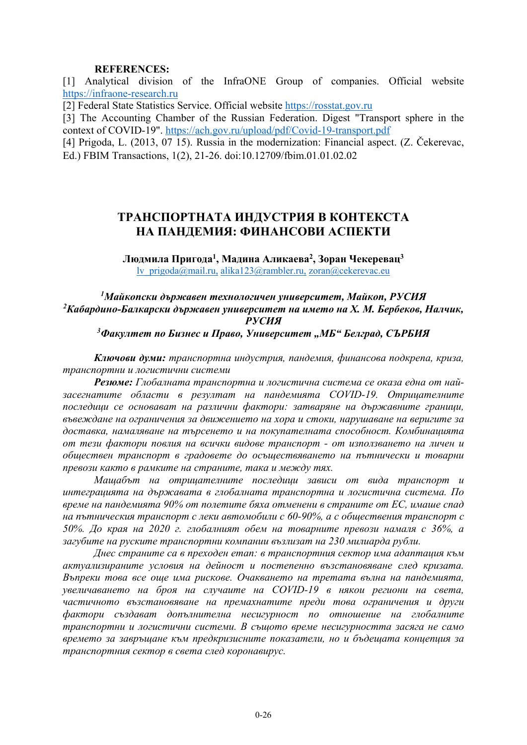**REFERENCES:**

[1] Analytical division of the InfraONE Group of companies. Official website https://infraone-research.ru

[2] Federal State Statistics Service. Official website https://rosstat.gov.ru

[3] The Accounting Chamber of the Russian Federation. Digest "Transport sphere in the context of COVID-19". https://ach.gov.ru/upload/pdf/Covid-19-transport.pdf

[4] Prigoda, L. (2013, 07 15). Russia in the modernization: Financial aspect. (Z. Čekerevac, Ed.) FBIM Transactions, 1(2), 21-26. doi:10.12709/fbim.01.01.02.02

# ТРАНСПОРТНАТА ИНДУСТРИЯ В КОНТЕКСТА НА ПАНДЕМИЯ: ФИНАНСОВИ АСПЕКТИ

**Людмила Пригода[1], Мадина Аликаева[2], Зоран Чекереваc[3]**

lv_prigoda@mail.ru, alika123@rambler.ru, zoran@cekerevac.eu

*[1]Майкопски държавен технологичен университет, Майкоп, РУСИЯ*

*[2]Кабардино-Балкарски държавен университет на името на Х. М. Бербеков, Налчик, РУСИЯ*

*[3]Факултет по Бизнес и Право, Университет „МБ" Белград, СЪРБИЯ*

***Ключови думи:*** *транспортна индустрия, пандемия, финансова подкрепа, криза, транспортни и логистични системи*

***Резюме:*** *Глобалната транспортна и логистична система се оказа една от най-засегнатите области в резултат на пандемията COVID-19. Отрицателните последици се основават на различни фактори: затваряне на държавните граници, въвеждане на ограничения за движението на хора и стоки, нарушаване на веригите за доставка, намаляване на търсенето и на покупателната способност. Комбинацията от тези фактори повлия на всички видове транспорт - от използването на личен и обществен транспорт в градовете до осъществяването на пътнически и товарни превози както в рамките на страните, така и между тях.*

*Мащабът на отрицателните последици зависи от вида транспорт и интеграцията на държавата в глобалната транспортна и логистична система. По време на пандемията 90% от полетите бяха отменени в страните от ЕС, имаше спад на пътническия транспорт с леки автомобили с 60-90%, а с обществения транспорт с 50%. До края на 2020 г. глобалният обем на товарните превози намаля с 36%, а загубите на руските транспортни компании възлизат на 230 милиарда рубли.*

*Днес страните са в преходен етап: в транспортния сектор има адаптация към актуализираните условия на дейност и постепенно възстановяване след кризата. Въпреки това все още има рискове. Очакването на третата вълна на пандемията, увеличаването на броя на случаите на COVID-19 в някои региони на света, частичното възстановяване на премахнатите преди това ограничения и други фактори създават допълнителна несигурност по отношение на глобалните транспортни и логистични системи. В същото време несигурността засяга не само времето за завръщане към предкризисните показатели, но и бъдещата концепция за транспортния сектор в света след коронавирус.*